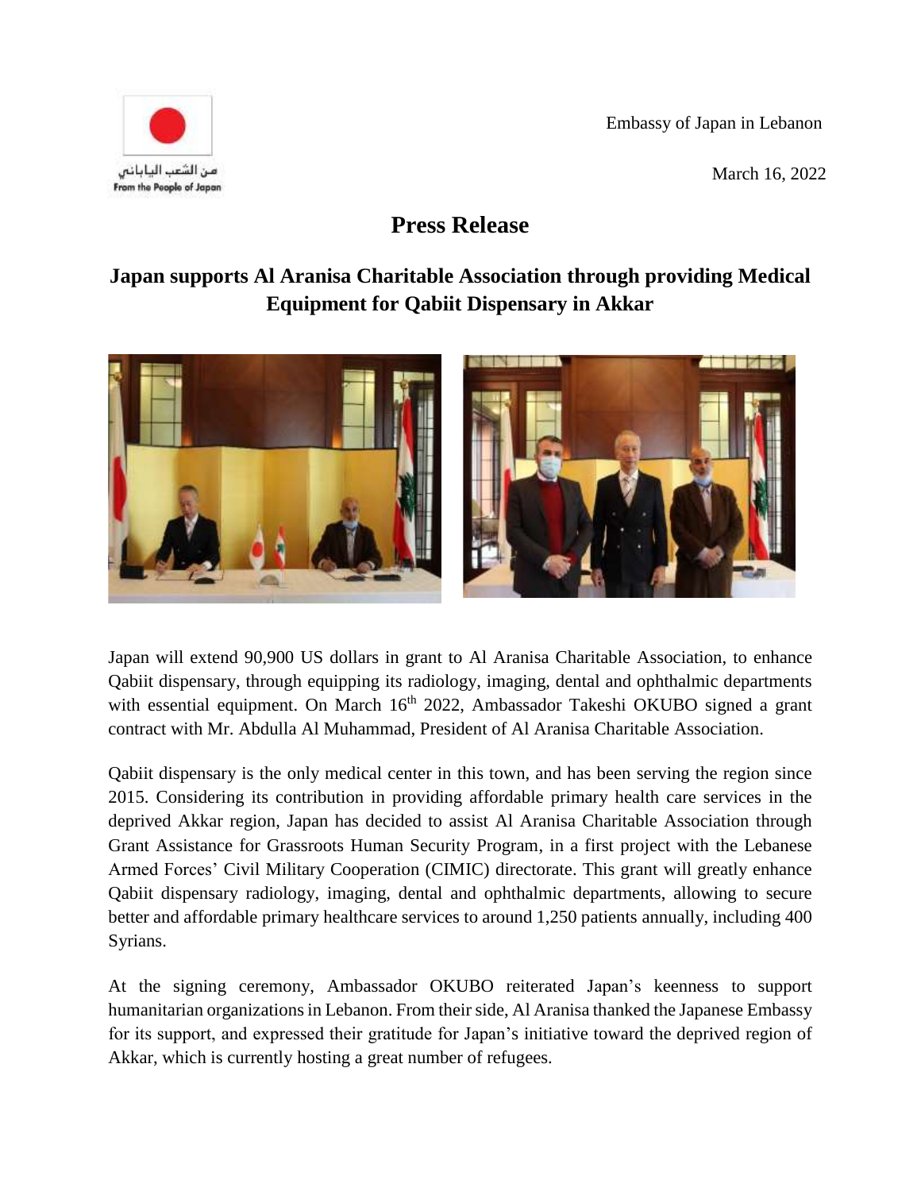من الشعب الياباني
From the People of Japan

Embassy of Japan in Lebanon

March 16, 2022

# Press Release

## Japan supports Al Aranisa Charitable Association through providing Medical Equipment for Qabiit Dispensary in Akkar

Japan will extend 90,900 US dollars in grant to Al Aranisa Charitable Association, to enhance Qabiit dispensary, through equipping its radiology, imaging, dental and ophthalmic departments with essential equipment. On March 16th 2022, Ambassador Takeshi OKUBO signed a grant contract with Mr. Abdulla Al Muhammad, President of Al Aranisa Charitable Association.

Qabiit dispensary is the only medical center in this town, and has been serving the region since 2015. Considering its contribution in providing affordable primary health care services in the deprived Akkar region, Japan has decided to assist Al Aranisa Charitable Association through Grant Assistance for Grassroots Human Security Program, in a first project with the Lebanese Armed Forces' Civil Military Cooperation (CIMIC) directorate. This grant will greatly enhance Qabiit dispensary radiology, imaging, dental and ophthalmic departments, allowing to secure better and affordable primary healthcare services to around 1,250 patients annually, including 400 Syrians.

At the signing ceremony, Ambassador OKUBO reiterated Japan's keenness to support humanitarian organizations in Lebanon. From their side, Al Aranisa thanked the Japanese Embassy for its support, and expressed their gratitude for Japan's initiative toward the deprived region of Akkar, which is currently hosting a great number of refugees.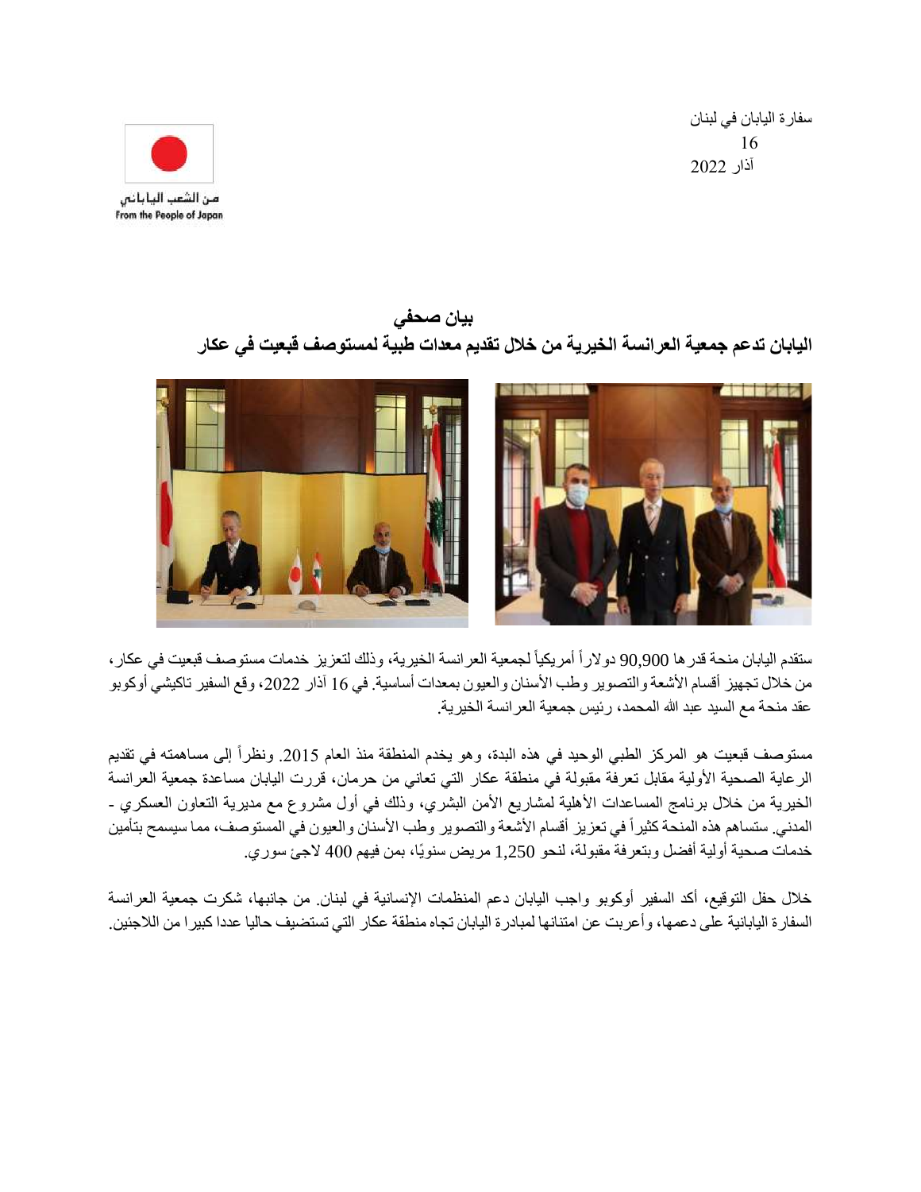سفارة اليابان في لبنان
16
آذار 2022

من الشعب الياباني
From the People of Japan

## بيان صحفي

## اليابان تدعم جمعية العرانسة الخيرية من خلال تقديم معدات طبية لمستوصف قبعيت في عكار

ستقدم اليابان منحة قدرها 90,900 دولاراً أمريكياً لجمعية العرانسة الخيرية، وذلك لتعزيز خدمات مستوصف قبعيت في عكار، من خلال تجهيز أقسام الأشعة والتصوير وطب الأسنان والعيون بمعدات أساسية. في 16 آذار 2022، وقع السفير تاكيشي أوكوبو عقد منحة مع السيد عبد الله المحمد، رئيس جمعية العرانسة الخيرية.

مستوصف قبعيت هو المركز الطبي الوحيد في هذه البدة، وهو يخدم المنطقة منذ العام 2015. ونظراً إلى مساهمته في تقديم الرعاية الصحية الأولية مقابل تعرفة مقبولة في منطقة عكار التي تعاني من حرمان، قررت اليابان مساعدة جمعية العرانسة الخيرية من خلال برنامج المساعدات الأهلية لمشاريع الأمن البشري، وذلك في أول مشروع مع مديرية التعاون العسكري - المدني. ستساهم هذه المنحة كثيراً في تعزيز أقسام الأشعة والتصوير وطب الأسنان والعيون في المستوصف، مما سيسمح بتأمين خدمات صحية أولية أفضل وبتعرفة مقبولة، لنحو 1,250 مريض سنويًا، بمن فيهم 400 لاجئ سوري.

خلال حفل التوقيع، أكد السفير أوكوبو واجب اليابان دعم المنظمات الإنسانية في لبنان. من جانبها، شكرت جمعية العرانسة السفارة اليابانية على دعمها، وأعربت عن امتنانها لمبادرة اليابان تجاه منطقة عكار التي تستضيف حاليا عددا كبيرا من اللاجئين.